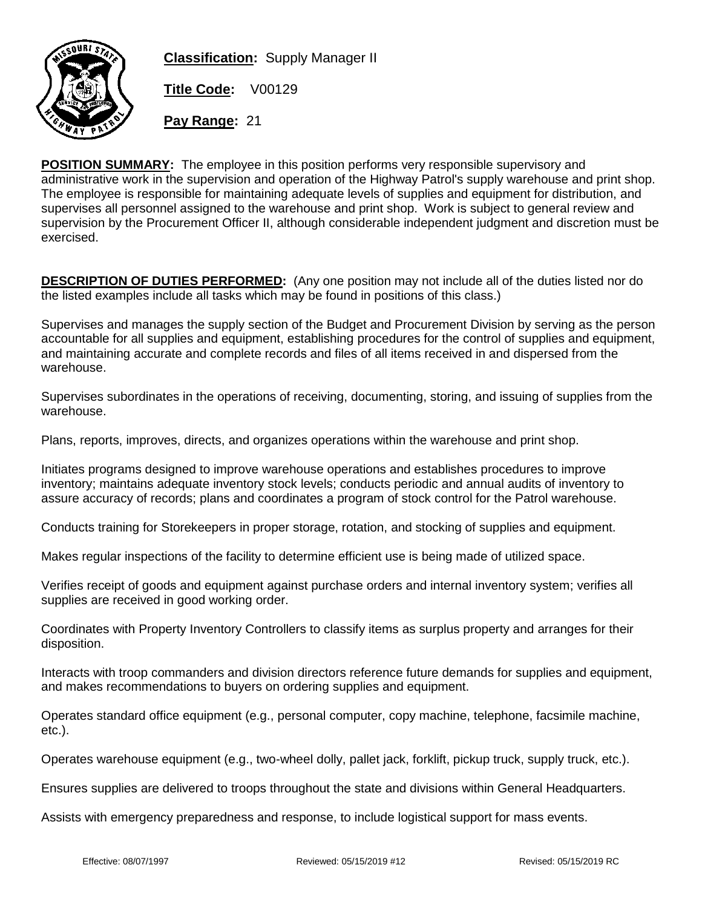**Classification:** Supply Manager II

**Title Code:** V00129

**Pay Range:** 21

**POSITION SUMMARY:** The employee in this position performs very responsible supervisory and administrative work in the supervision and operation of the Highway Patrol's supply warehouse and print shop. The employee is responsible for maintaining adequate levels of supplies and equipment for distribution, and supervises all personnel assigned to the warehouse and print shop. Work is subject to general review and supervision by the Procurement Officer II, although considerable independent judgment and discretion must be exercised.

**DESCRIPTION OF DUTIES PERFORMED:** (Any one position may not include all of the duties listed nor do the listed examples include all tasks which may be found in positions of this class.)

Supervises and manages the supply section of the Budget and Procurement Division by serving as the person accountable for all supplies and equipment, establishing procedures for the control of supplies and equipment, and maintaining accurate and complete records and files of all items received in and dispersed from the warehouse.

Supervises subordinates in the operations of receiving, documenting, storing, and issuing of supplies from the warehouse.

Plans, reports, improves, directs, and organizes operations within the warehouse and print shop.

Initiates programs designed to improve warehouse operations and establishes procedures to improve inventory; maintains adequate inventory stock levels; conducts periodic and annual audits of inventory to assure accuracy of records; plans and coordinates a program of stock control for the Patrol warehouse.

Conducts training for Storekeepers in proper storage, rotation, and stocking of supplies and equipment.

Makes regular inspections of the facility to determine efficient use is being made of utilized space.

Verifies receipt of goods and equipment against purchase orders and internal inventory system; verifies all supplies are received in good working order.

Coordinates with Property Inventory Controllers to classify items as surplus property and arranges for their disposition.

Interacts with troop commanders and division directors reference future demands for supplies and equipment, and makes recommendations to buyers on ordering supplies and equipment.

Operates standard office equipment (e.g., personal computer, copy machine, telephone, facsimile machine, etc.).

Operates warehouse equipment (e.g., two-wheel dolly, pallet jack, forklift, pickup truck, supply truck, etc.).

Ensures supplies are delivered to troops throughout the state and divisions within General Headquarters.

Assists with emergency preparedness and response, to include logistical support for mass events.

Effective: 08/07/1997 Reviewed: 05/15/2019 #12 Revised: 05/15/2019 RC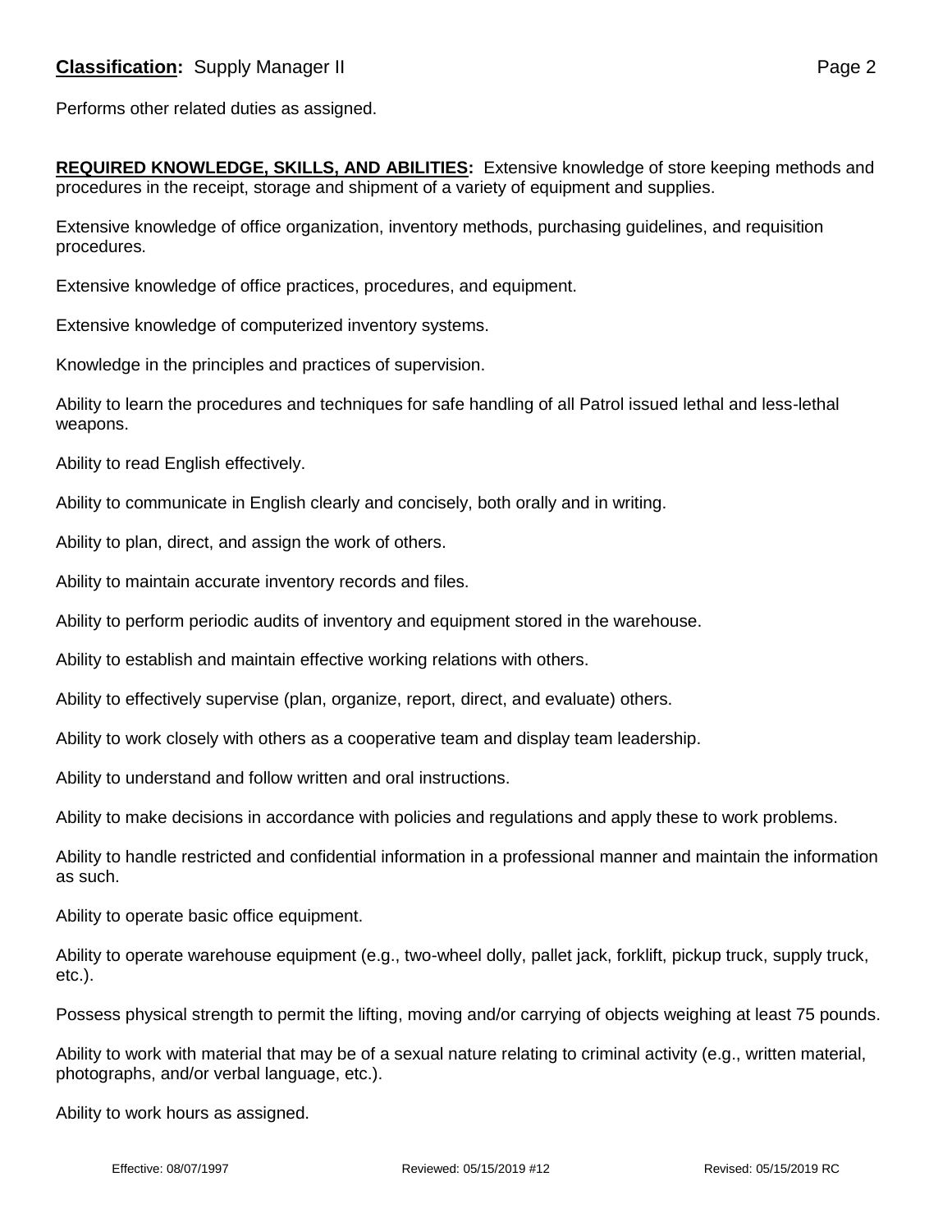Performs other related duties as assigned.

**REQUIRED KNOWLEDGE, SKILLS, AND ABILITIES:** Extensive knowledge of store keeping methods and procedures in the receipt, storage and shipment of a variety of equipment and supplies.

Extensive knowledge of office organization, inventory methods, purchasing guidelines, and requisition procedures.

Extensive knowledge of office practices, procedures, and equipment.

Extensive knowledge of computerized inventory systems.

Knowledge in the principles and practices of supervision.

Ability to learn the procedures and techniques for safe handling of all Patrol issued lethal and less-lethal weapons.

Ability to read English effectively.

Ability to communicate in English clearly and concisely, both orally and in writing.

Ability to plan, direct, and assign the work of others.

Ability to maintain accurate inventory records and files.

Ability to perform periodic audits of inventory and equipment stored in the warehouse.

Ability to establish and maintain effective working relations with others.

Ability to effectively supervise (plan, organize, report, direct, and evaluate) others.

Ability to work closely with others as a cooperative team and display team leadership.

Ability to understand and follow written and oral instructions.

Ability to make decisions in accordance with policies and regulations and apply these to work problems.

Ability to handle restricted and confidential information in a professional manner and maintain the information as such.

Ability to operate basic office equipment.

Ability to operate warehouse equipment (e.g., two-wheel dolly, pallet jack, forklift, pickup truck, supply truck, etc.).

Possess physical strength to permit the lifting, moving and/or carrying of objects weighing at least 75 pounds.

Ability to work with material that may be of a sexual nature relating to criminal activity (e.g., written material, photographs, and/or verbal language, etc.).

Ability to work hours as assigned.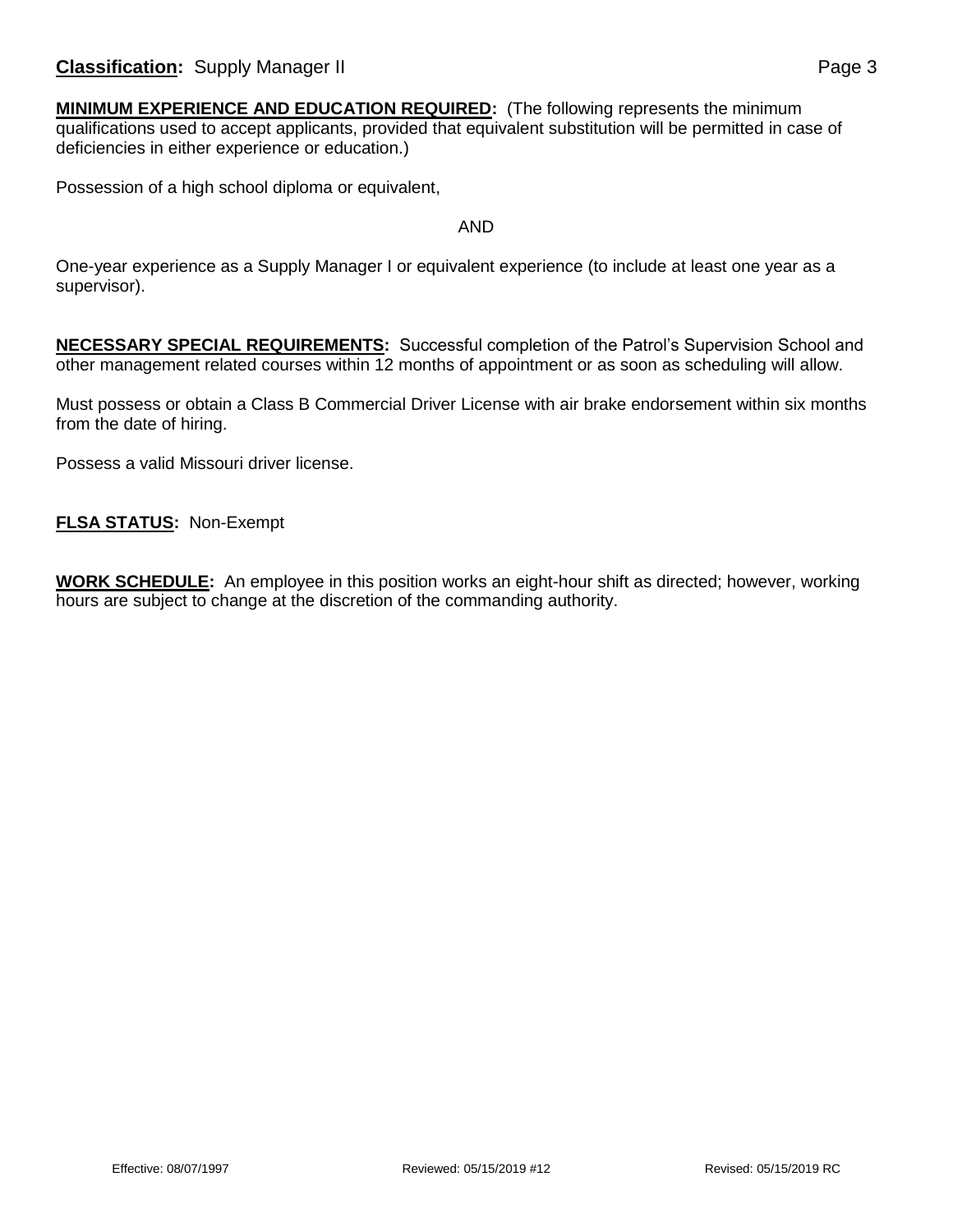**MINIMUM EXPERIENCE AND EDUCATION REQUIRED:** (The following represents the minimum qualifications used to accept applicants, provided that equivalent substitution will be permitted in case of deficiencies in either experience or education.)

Possession of a high school diploma or equivalent,

AND

One-year experience as a Supply Manager I or equivalent experience (to include at least one year as a supervisor).

**NECESSARY SPECIAL REQUIREMENTS:** Successful completion of the Patrol's Supervision School and other management related courses within 12 months of appointment or as soon as scheduling will allow.

Must possess or obtain a Class B Commercial Driver License with air brake endorsement within six months from the date of hiring.

Possess a valid Missouri driver license.

**FLSA STATUS:** Non-Exempt

**WORK SCHEDULE:** An employee in this position works an eight-hour shift as directed; however, working hours are subject to change at the discretion of the commanding authority.